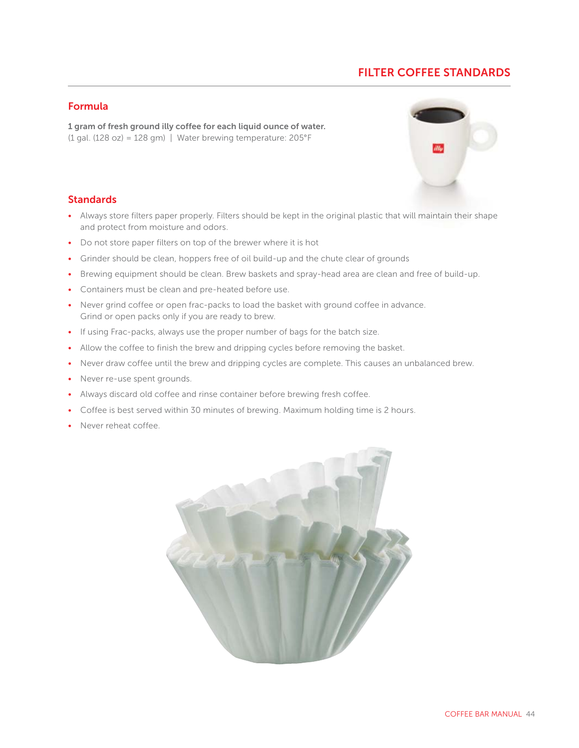# FILTER COFFEE STANDARDS

## Formula

**1 gram of fresh ground illy coffee for each liquid ounce of water.**
(1 gal. (128 oz) = 128 gm) | Water brewing temperature: 205°F

## Standards

- Always store filters paper properly. Filters should be kept in the original plastic that will maintain their shape and protect from moisture and odors.
- Do not store paper filters on top of the brewer where it is hot
- Grinder should be clean, hoppers free of oil build-up and the chute clear of grounds
- Brewing equipment should be clean. Brew baskets and spray-head area are clean and free of build-up.
- Containers must be clean and pre-heated before use.
- Never grind coffee or open frac-packs to load the basket with ground coffee in advance. Grind or open packs only if you are ready to brew.
- If using Frac-packs, always use the proper number of bags for the batch size.
- Allow the coffee to finish the brew and dripping cycles before removing the basket.
- Never draw coffee until the brew and dripping cycles are complete. This causes an unbalanced brew.
- Never re-use spent grounds.
- Always discard old coffee and rinse container before brewing fresh coffee.
- Coffee is best served within 30 minutes of brewing. Maximum holding time is 2 hours.
- Never reheat coffee.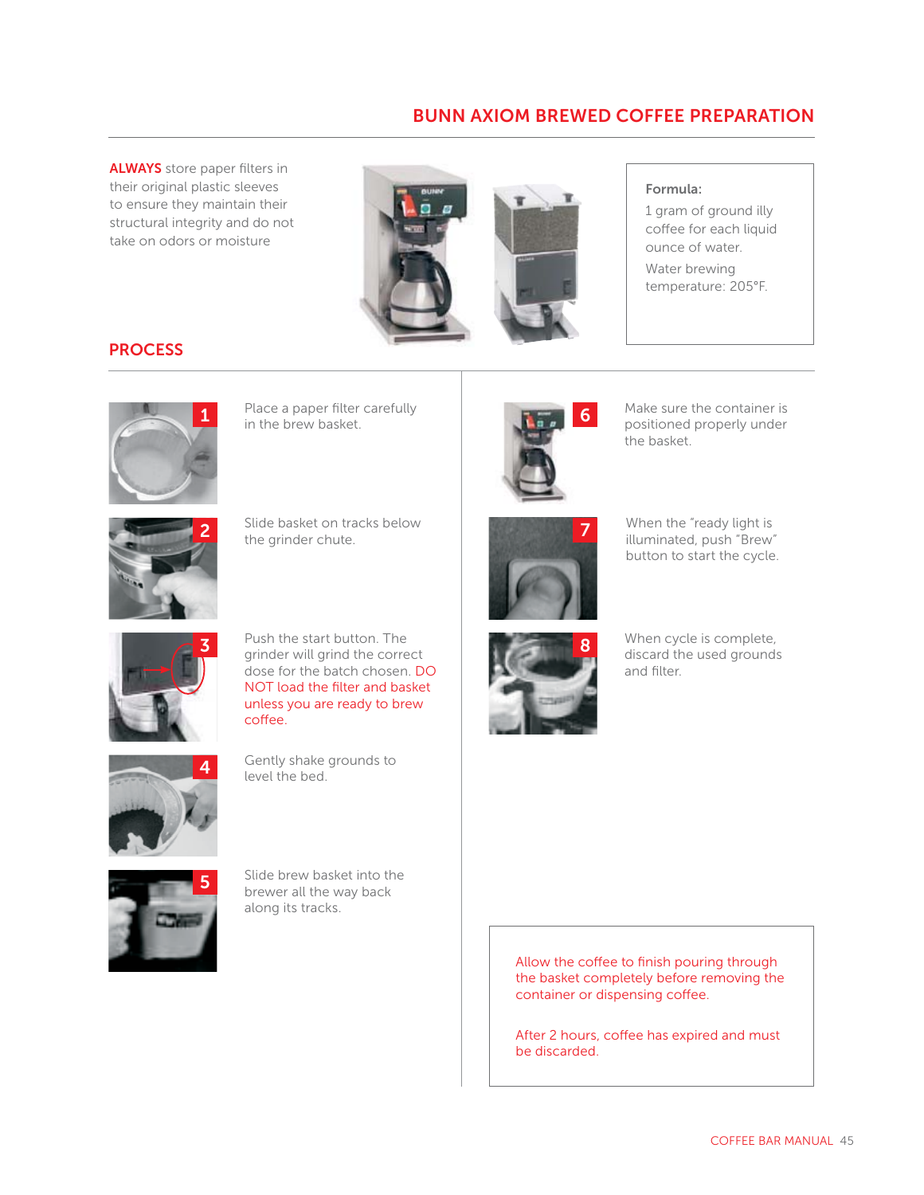# BUNN AXIOM BREWED COFFEE PREPARATION

**ALWAYS** store paper filters in their original plastic sleeves to ensure they maintain their structural integrity and do not take on odors or moisture

**Formula:**

1 gram of ground illy coffee for each liquid ounce of water.

Water brewing temperature: 205°F.

## PROCESS

1. Place a paper filter carefully in the brew basket.
2. Slide basket on tracks below the grinder chute.
3. Push the start button. The grinder will grind the correct dose for the batch chosen. DO NOT load the filter and basket unless you are ready to brew coffee.
4. Gently shake grounds to level the bed.
5. Slide brew basket into the brewer all the way back along its tracks.
6. Make sure the container is positioned properly under the basket.
7. When the "ready light is illuminated, push "Brew" button to start the cycle.
8. When cycle is complete, discard the used grounds and filter.

Allow the coffee to finish pouring through the basket completely before removing the container or dispensing coffee.

After 2 hours, coffee has expired and must be discarded.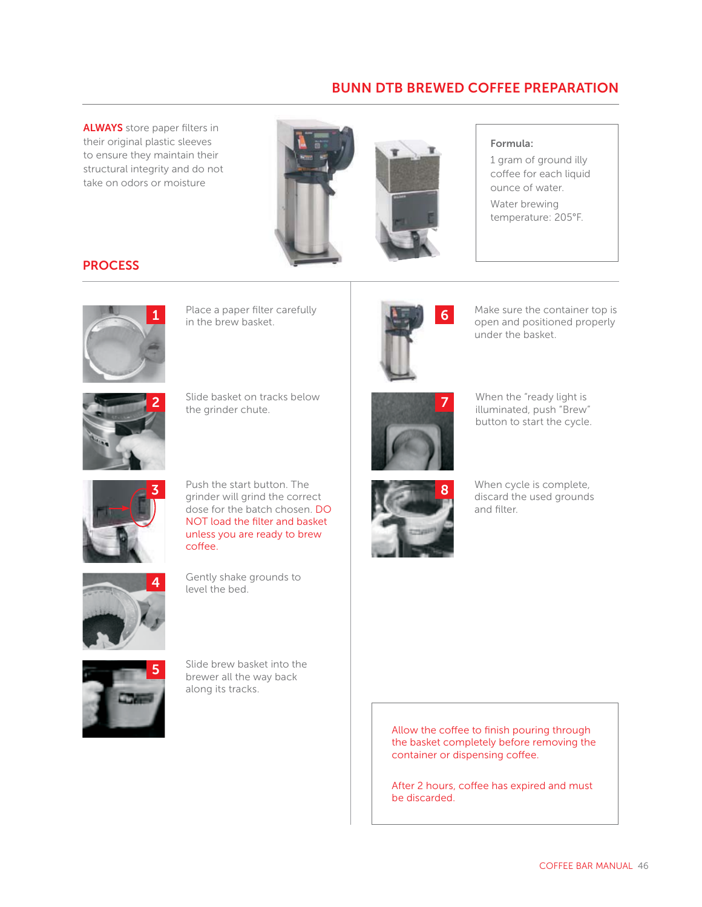# BUNN DTB BREWED COFFEE PREPARATION

**ALWAYS** store paper filters in their original plastic sleeves to ensure they maintain their structural integrity and do not take on odors or moisture

**Formula:**

1 gram of ground illy coffee for each liquid ounce of water.

Water brewing temperature: 205°F.

## PROCESS

1. Place a paper filter carefully in the brew basket.
2. Slide basket on tracks below the grinder chute.
3. Push the start button. The grinder will grind the correct dose for the batch chosen. DO NOT load the filter and basket unless you are ready to brew coffee.
4. Gently shake grounds to level the bed.
5. Slide brew basket into the brewer all the way back along its tracks.
6. Make sure the container top is open and positioned properly under the basket.
7. When the "ready light is illuminated, push "Brew" button to start the cycle.
8. When cycle is complete, discard the used grounds and filter.

Allow the coffee to finish pouring through the basket completely before removing the container or dispensing coffee.

After 2 hours, coffee has expired and must be discarded.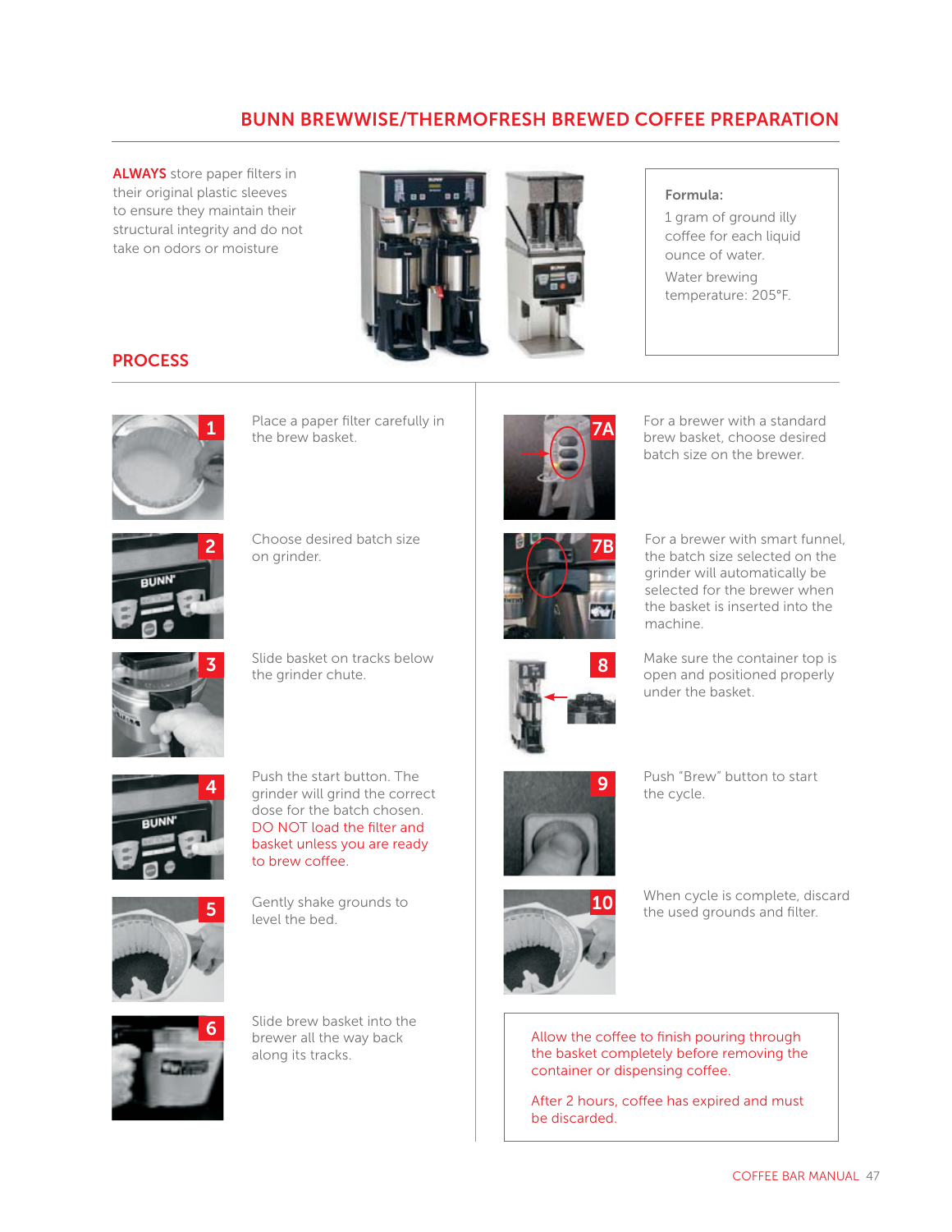# BUNN BREWWISE/THERMOFRESH BREWED COFFEE PREPARATION

**ALWAYS** store paper filters in their original plastic sleeves to ensure they maintain their structural integrity and do not take on odors or moisture

**Formula:**

1 gram of ground illy coffee for each liquid ounce of water.

Water brewing temperature: 205°F.

## PROCESS

1. Place a paper filter carefully in the brew basket.
2. Choose desired batch size on grinder.
3. Slide basket on tracks below the grinder chute.
4. Push the start button. The grinder will grind the correct dose for the batch chosen. DO NOT load the filter and basket unless you are ready to brew coffee.
5. Gently shake grounds to level the bed.
6. Slide brew basket into the brewer all the way back along its tracks.

7A. For a brewer with a standard brew basket, choose desired batch size on the brewer.

7B. For a brewer with smart funnel, the batch size selected on the grinder will automatically be selected for the brewer when the basket is inserted into the machine.

8. Make sure the container top is open and positioned properly under the basket.
9. Push "Brew" button to start the cycle.
10. When cycle is complete, discard the used grounds and filter.

Allow the coffee to finish pouring through the basket completely before removing the container or dispensing coffee.

After 2 hours, coffee has expired and must be discarded.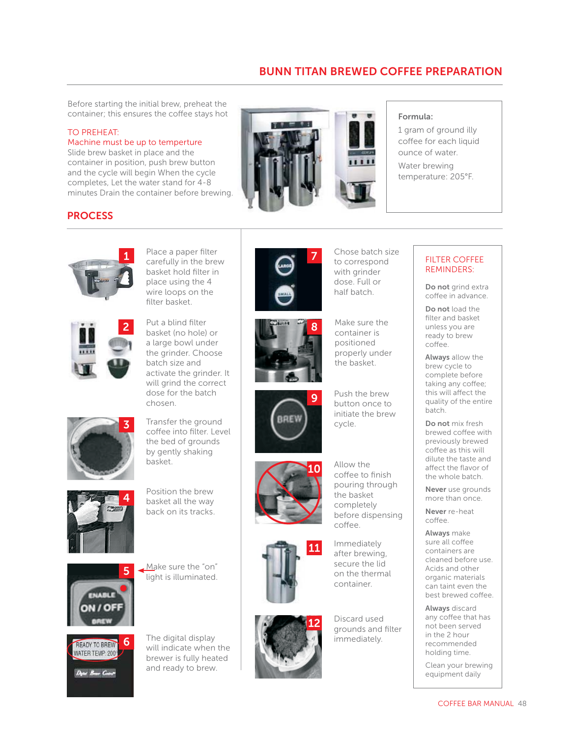## BUNN TITAN BREWED COFFEE PREPARATION

Before starting the initial brew, preheat the container; this ensures the coffee stays hot

TO PREHEAT:
Machine must be up to temperture

Slide brew basket in place and the container in position, push brew button and the cycle will begin When the cycle completes, Let the water stand for 4-8 minutes Drain the container before brewing.

**Formula:**

1 gram of ground illy coffee for each liquid ounce of water.

Water brewing temperature: 205°F.

## PROCESS

1. Place a paper filter carefully in the brew basket hold filter in place using the 4 wire loops on the filter basket.
2. Put a blind filter basket (no hole) or a large bowl under the grinder. Choose batch size and activate the grinder. It will grind the correct dose for the batch chosen.
3. Transfer the ground coffee into filter. Level the bed of grounds by gently shaking basket.
4. Position the brew basket all the way back on its tracks.
5. Make sure the "on" light is illuminated.
6. The digital display will indicate when the brewer is fully heated and ready to brew.
7. Chose batch size to correspond with grinder dose. Full or half batch.
8. Make sure the container is positioned properly under the basket.
9. Push the brew button once to initiate the brew cycle.
10. Allow the coffee to finish pouring through the basket completely before dispensing coffee.
11. Immediately after brewing, secure the lid on the thermal container.
12. Discard used grounds and filter immediately.

### FILTER COFFEE REMINDERS:

**Do not** grind extra coffee in advance.

**Do not** load the filter and basket unless you are ready to brew coffee.

**Always** allow the brew cycle to complete before taking any coffee; this will affect the quality of the entire batch.

**Do not** mix fresh brewed coffee with previously brewed coffee as this will dilute the taste and affect the flavor of the whole batch.

**Never** use grounds more than once.

**Never** re-heat coffee.

**Always** make sure all coffee containers are cleaned before use. Acids and other organic materials can taint even the best brewed coffee.

**Always** discard any coffee that has not been served in the 2 hour recommended holding time.

Clean your brewing equipment daily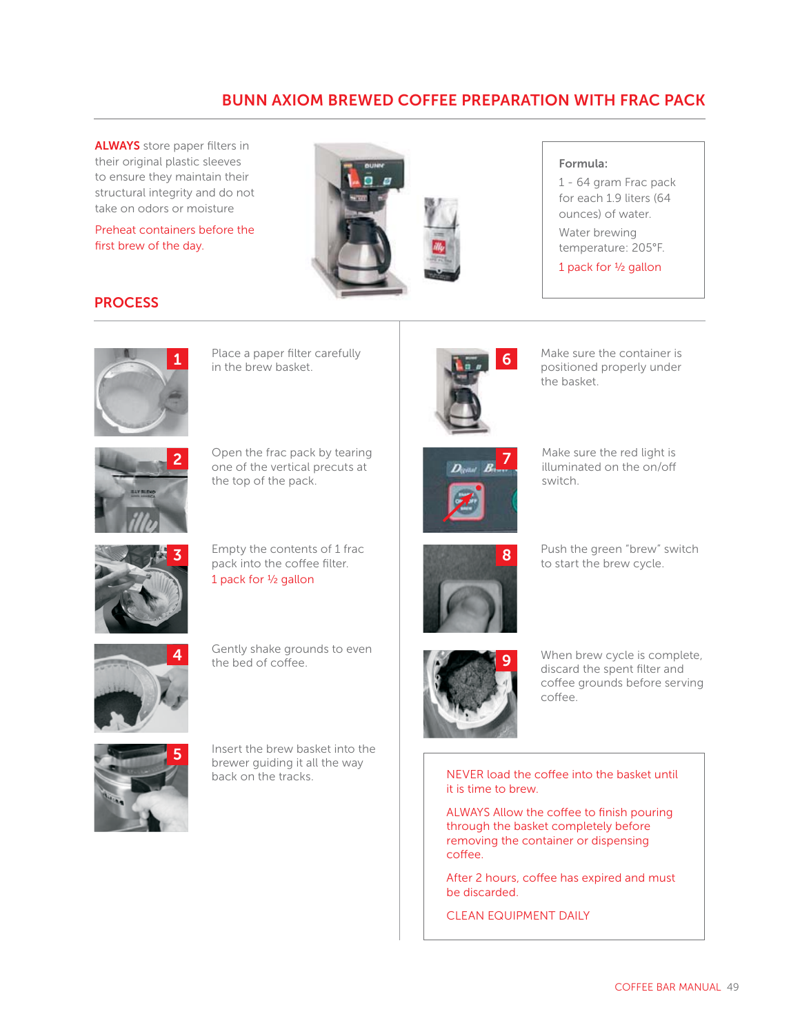# BUNN AXIOM BREWED COFFEE PREPARATION WITH FRAC PACK

**ALWAYS** store paper filters in their original plastic sleeves to ensure they maintain their structural integrity and do not take on odors or moisture

Preheat containers before the first brew of the day.

**Formula:**

1 - 64 gram Frac pack for each 1.9 liters (64 ounces) of water.

Water brewing temperature: 205°F.

1 pack for ½ gallon

## PROCESS

1. Place a paper filter carefully in the brew basket.
2. Open the frac pack by tearing one of the vertical precuts at the top of the pack.
3. Empty the contents of 1 frac pack into the coffee filter.
   1 pack for ½ gallon
4. Gently shake grounds to even the bed of coffee.
5. Insert the brew basket into the brewer guiding it all the way back on the tracks.
6. Make sure the container is positioned properly under the basket.
7. Make sure the red light is illuminated on the on/off switch.
8. Push the green "brew" switch to start the brew cycle.
9. When brew cycle is complete, discard the spent filter and coffee grounds before serving coffee.

NEVER load the coffee into the basket until it is time to brew.

ALWAYS Allow the coffee to finish pouring through the basket completely before removing the container or dispensing coffee.

After 2 hours, coffee has expired and must be discarded.

CLEAN EQUIPMENT DAILY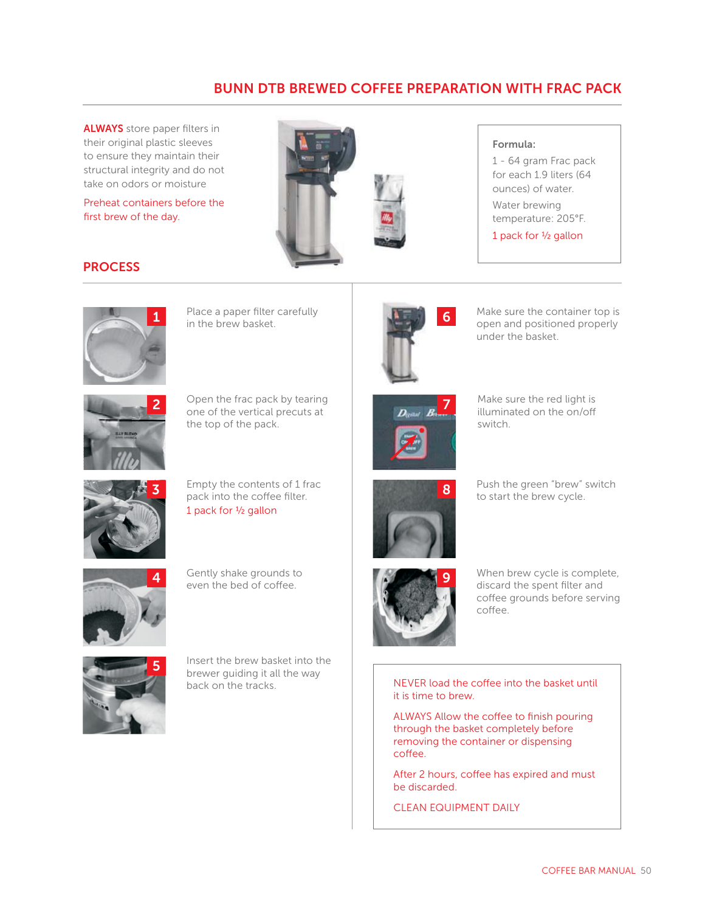# BUNN DTB BREWED COFFEE PREPARATION WITH FRAC PACK

**ALWAYS** store paper filters in their original plastic sleeves to ensure they maintain their structural integrity and do not take on odors or moisture

Preheat containers before the first brew of the day.

**Formula:**

1 - 64 gram Frac pack for each 1.9 liters (64 ounces) of water.

Water brewing temperature: 205°F.

1 pack for ½ gallon

## PROCESS

1. Place a paper filter carefully in the brew basket.
2. Open the frac pack by tearing one of the vertical precuts at the top of the pack.
3. Empty the contents of 1 frac pack into the coffee filter.
   1 pack for ½ gallon
4. Gently shake grounds to even the bed of coffee.
5. Insert the brew basket into the brewer guiding it all the way back on the tracks.
6. Make sure the container top is open and positioned properly under the basket.
7. Make sure the red light is illuminated on the on/off switch.
8. Push the green "brew" switch to start the brew cycle.
9. When brew cycle is complete, discard the spent filter and coffee grounds before serving coffee.

NEVER load the coffee into the basket until it is time to brew.

ALWAYS Allow the coffee to finish pouring through the basket completely before removing the container or dispensing coffee.

After 2 hours, coffee has expired and must be discarded.

CLEAN EQUIPMENT DAILY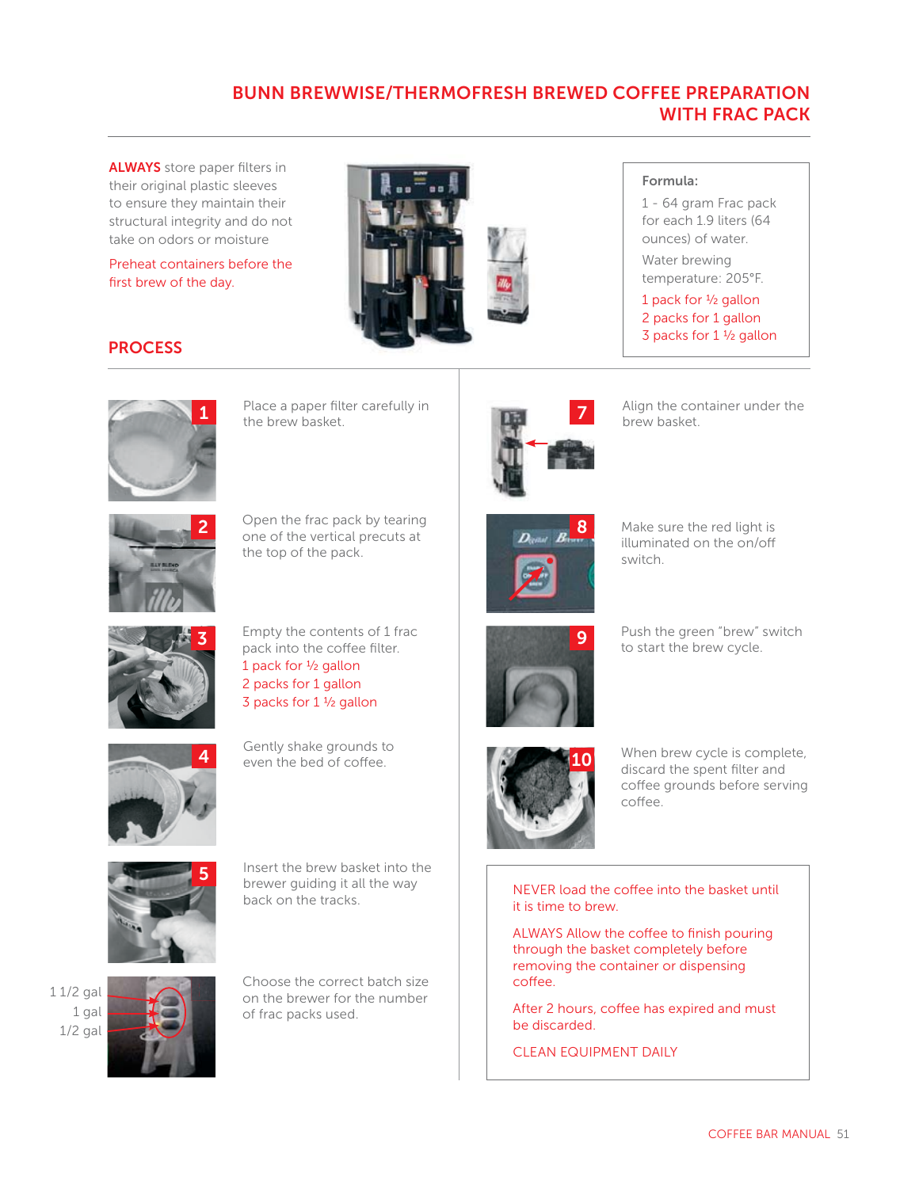## BUNN BREWWISE/THERMOFRESH BREWED COFFEE PREPARATION WITH FRAC PACK

**ALWAYS** store paper filters in their original plastic sleeves to ensure they maintain their structural integrity and do not take on odors or moisture

Preheat containers before the first brew of the day.

**Formula:**

1 - 64 gram Frac pack for each 1.9 liters (64 ounces) of water.

Water brewing temperature: 205°F.

1 pack for ½ gallon
2 packs for 1 gallon
3 packs for 1 ½ gallon

## PROCESS

1. Place a paper filter carefully in the brew basket.
2. Open the frac pack by tearing one of the vertical precuts at the top of the pack.
3. Empty the contents of 1 frac pack into the coffee filter.
   1 pack for ½ gallon
   2 packs for 1 gallon
   3 packs for 1 ½ gallon
4. Gently shake grounds to even the bed of coffee.
5. Insert the brew basket into the brewer guiding it all the way back on the tracks.
6. Choose the correct batch size on the brewer for the number of frac packs used.
   (1 1/2 gal, 1 gal, 1/2 gal)
7. Align the container under the brew basket.
8. Make sure the red light is illuminated on the on/off switch.
9. Push the green "brew" switch to start the brew cycle.
10. When brew cycle is complete, discard the spent filter and coffee grounds before serving coffee.

NEVER load the coffee into the basket until it is time to brew.

ALWAYS Allow the coffee to finish pouring through the basket completely before removing the container or dispensing coffee.

After 2 hours, coffee has expired and must be discarded.

CLEAN EQUIPMENT DAILY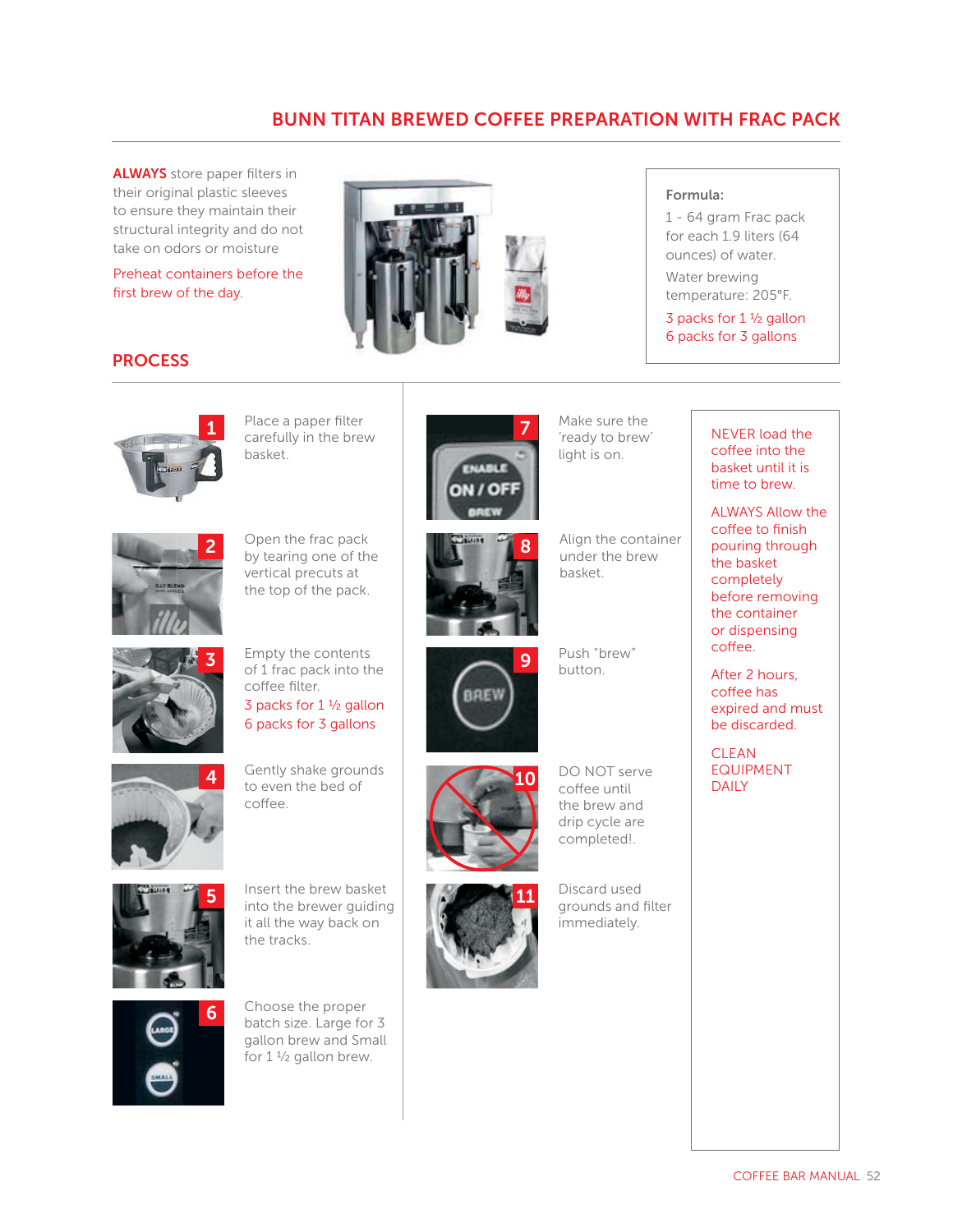## BUNN TITAN BREWED COFFEE PREPARATION WITH FRAC PACK

**ALWAYS** store paper filters in their original plastic sleeves to ensure they maintain their structural integrity and do not take on odors or moisture

Preheat containers before the first brew of the day.

**Formula:**

1 - 64 gram Frac pack for each 1.9 liters (64 ounces) of water.

Water brewing temperature: 205°F.

3 packs for 1 ½ gallon
6 packs for 3 gallons

## PROCESS

1. Place a paper filter carefully in the brew basket.
2. Open the frac pack by tearing one of the vertical precuts at the top of the pack.
3. Empty the contents of 1 frac pack into the coffee filter.
   3 packs for 1 ½ gallon
   6 packs for 3 gallons
4. Gently shake grounds to even the bed of coffee.
5. Insert the brew basket into the brewer guiding it all the way back on the tracks.
6. Choose the proper batch size. Large for 3 gallon brew and Small for 1 ½ gallon brew.
7. Make sure the 'ready to brew' light is on.
8. Align the container under the brew basket.
9. Push "brew" button.
10. DO NOT serve coffee until the brew and drip cycle are completed!.
11. Discard used grounds and filter immediately.

NEVER load the coffee into the basket until it is time to brew.

ALWAYS Allow the coffee to finish pouring through the basket completely before removing the container or dispensing coffee.

After 2 hours, coffee has expired and must be discarded.

CLEAN EQUIPMENT DAILY